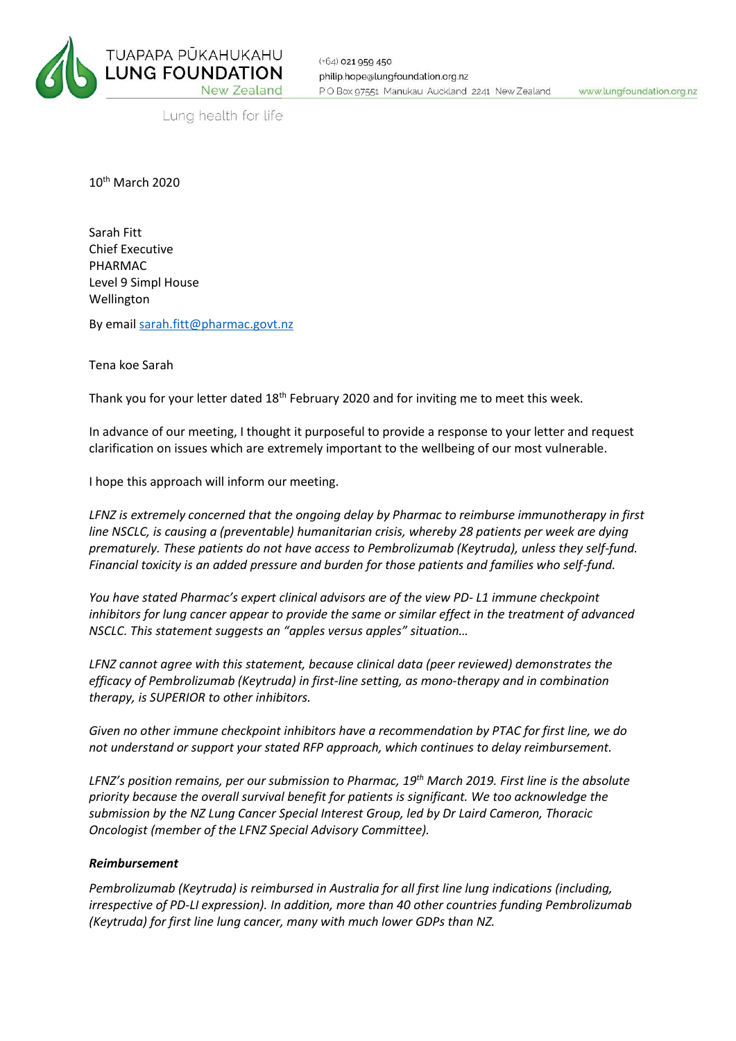TUAPAPA PŪKAHUKAHU
LUNG FOUNDATION
New Zealand

Lung health for life

(+64) 021 959 450
philip.hope@lungfoundation.org.nz
P O Box 97551 Manukau Auckland 2241 New Zealand
www.lungfoundation.org.nz

10th March 2020

Sarah Fitt
Chief Executive
PHARMAC
Level 9 Simpl House
Wellington

By email sarah.fitt@pharmac.govt.nz

Tena koe Sarah

Thank you for your letter dated 18th February 2020 and for inviting me to meet this week.

In advance of our meeting, I thought it purposeful to provide a response to your letter and request clarification on issues which are extremely important to the wellbeing of our most vulnerable.

I hope this approach will inform our meeting.

*LFNZ is extremely concerned that the ongoing delay by Pharmac to reimburse immunotherapy in first line NSCLC, is causing a (preventable) humanitarian crisis, whereby 28 patients per week are dying prematurely. These patients do not have access to Pembrolizumab (Keytruda), unless they self-fund. Financial toxicity is an added pressure and burden for those patients and families who self-fund.*

*You have stated Pharmac's expert clinical advisors are of the view PD- L1 immune checkpoint inhibitors for lung cancer appear to provide the same or similar effect in the treatment of advanced NSCLC. This statement suggests an "apples versus apples" situation…*

*LFNZ cannot agree with this statement, because clinical data (peer reviewed) demonstrates the efficacy of Pembrolizumab (Keytruda) in first-line setting, as mono-therapy and in combination therapy, is SUPERIOR to other inhibitors.*

*Given no other immune checkpoint inhibitors have a recommendation by PTAC for first line, we do not understand or support your stated RFP approach, which continues to delay reimbursement.*

*LFNZ's position remains, per our submission to Pharmac, 19th March 2019. First line is the absolute priority because the overall survival benefit for patients is significant. We too acknowledge the submission by the NZ Lung Cancer Special Interest Group, led by Dr Laird Cameron, Thoracic Oncologist (member of the LFNZ Special Advisory Committee).*

***Reimbursement***

*Pembrolizumab (Keytruda) is reimbursed in Australia for all first line lung indications (including, irrespective of PD-LI expression). In addition, more than 40 other countries funding Pembrolizumab (Keytruda) for first line lung cancer, many with much lower GDPs than NZ.*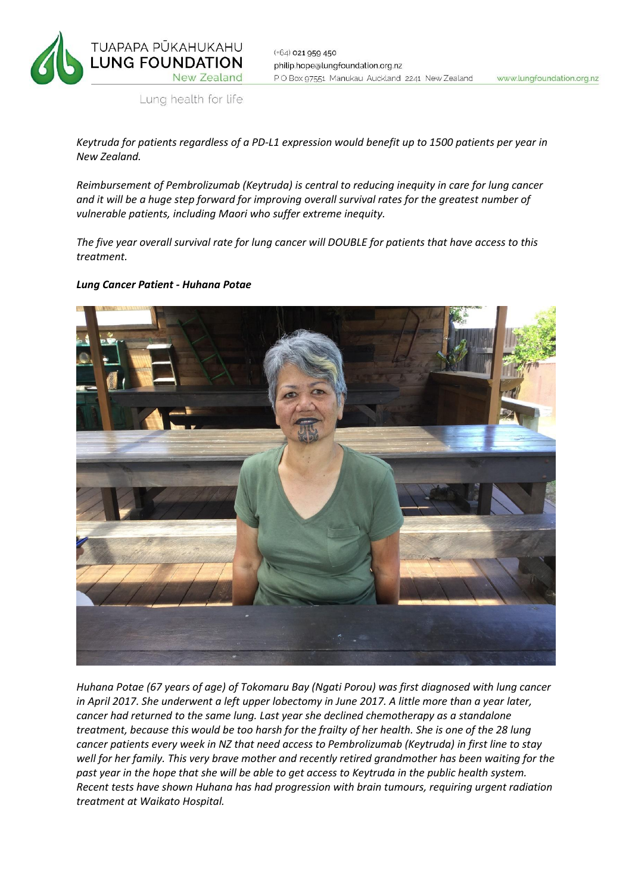*Keytruda for patients regardless of a PD-L1 expression would benefit up to 1500 patients per year in New Zealand.*

*Reimbursement of Pembrolizumab (Keytruda) is central to reducing inequity in care for lung cancer and it will be a huge step forward for improving overall survival rates for the greatest number of vulnerable patients, including Maori who suffer extreme inequity.*

*The five year overall survival rate for lung cancer will DOUBLE for patients that have access to this treatment.*

***Lung Cancer Patient - Huhana Potae***

*Huhana Potae (67 years of age) of Tokomaru Bay (Ngati Porou) was first diagnosed with lung cancer in April 2017. She underwent a left upper lobectomy in June 2017. A little more than a year later, cancer had returned to the same lung. Last year she declined chemotherapy as a standalone treatment, because this would be too harsh for the frailty of her health. She is one of the 28 lung cancer patients every week in NZ that need access to Pembrolizumab (Keytruda) in first line to stay well for her family. This very brave mother and recently retired grandmother has been waiting for the past year in the hope that she will be able to get access to Keytruda in the public health system. Recent tests have shown Huhana has had progression with brain tumours, requiring urgent radiation treatment at Waikato Hospital.*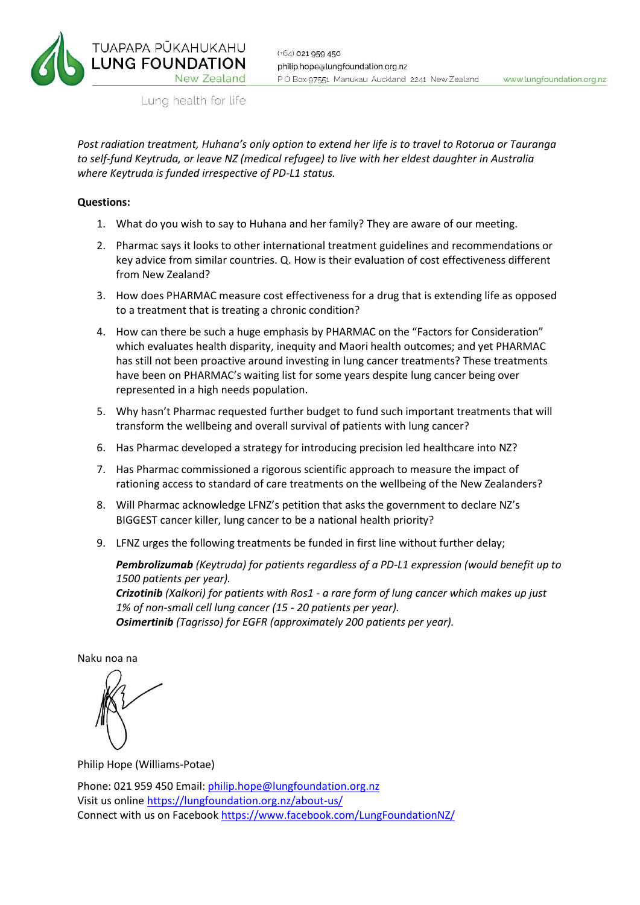*Post radiation treatment, Huhana's only option to extend her life is to travel to Rotorua or Tauranga to self-fund Keytruda, or leave NZ (medical refugee) to live with her eldest daughter in Australia where Keytruda is funded irrespective of PD-L1 status.*

**Questions:**

1. What do you wish to say to Huhana and her family? They are aware of our meeting.
2. Pharmac says it looks to other international treatment guidelines and recommendations or key advice from similar countries. Q. How is their evaluation of cost effectiveness different from New Zealand?
3. How does PHARMAC measure cost effectiveness for a drug that is extending life as opposed to a treatment that is treating a chronic condition?
4. How can there be such a huge emphasis by PHARMAC on the "Factors for Consideration" which evaluates health disparity, inequity and Maori health outcomes; and yet PHARMAC has still not been proactive around investing in lung cancer treatments? These treatments have been on PHARMAC's waiting list for some years despite lung cancer being over represented in a high needs population.
5. Why hasn't Pharmac requested further budget to fund such important treatments that will transform the wellbeing and overall survival of patients with lung cancer?
6. Has Pharmac developed a strategy for introducing precision led healthcare into NZ?
7. Has Pharmac commissioned a rigorous scientific approach to measure the impact of rationing access to standard of care treatments on the wellbeing of the New Zealanders?
8. Will Pharmac acknowledge LFNZ's petition that asks the government to declare NZ's BIGGEST cancer killer, lung cancer to be a national health priority?
9. LFNZ urges the following treatments be funded in first line without further delay;

   ***Pembrolizumab*** *(Keytruda) for patients regardless of a PD-L1 expression (would benefit up to 1500 patients per year).*
   ***Crizotinib*** *(Xalkori) for patients with Ros1 - a rare form of lung cancer which makes up just 1% of non-small cell lung cancer (15 - 20 patients per year).*
   ***Osimertinib*** *(Tagrisso) for EGFR (approximately 200 patients per year).*

Naku noa na

Philip Hope (Williams-Potae)

Phone: 021 959 450 Email: philip.hope@lungfoundation.org.nz
Visit us online https://lungfoundation.org.nz/about-us/
Connect with us on Facebook https://www.facebook.com/LungFoundationNZ/